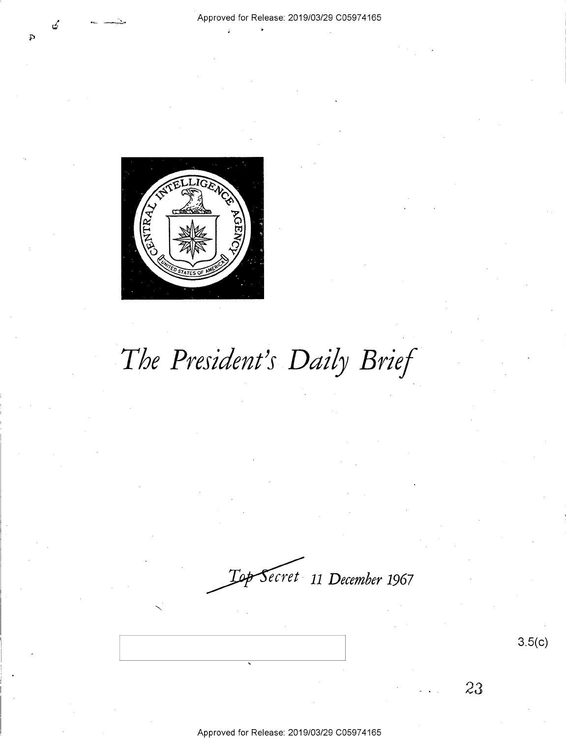# The President's Daily Brief

Top Secret 11 December 1967

3.5(c)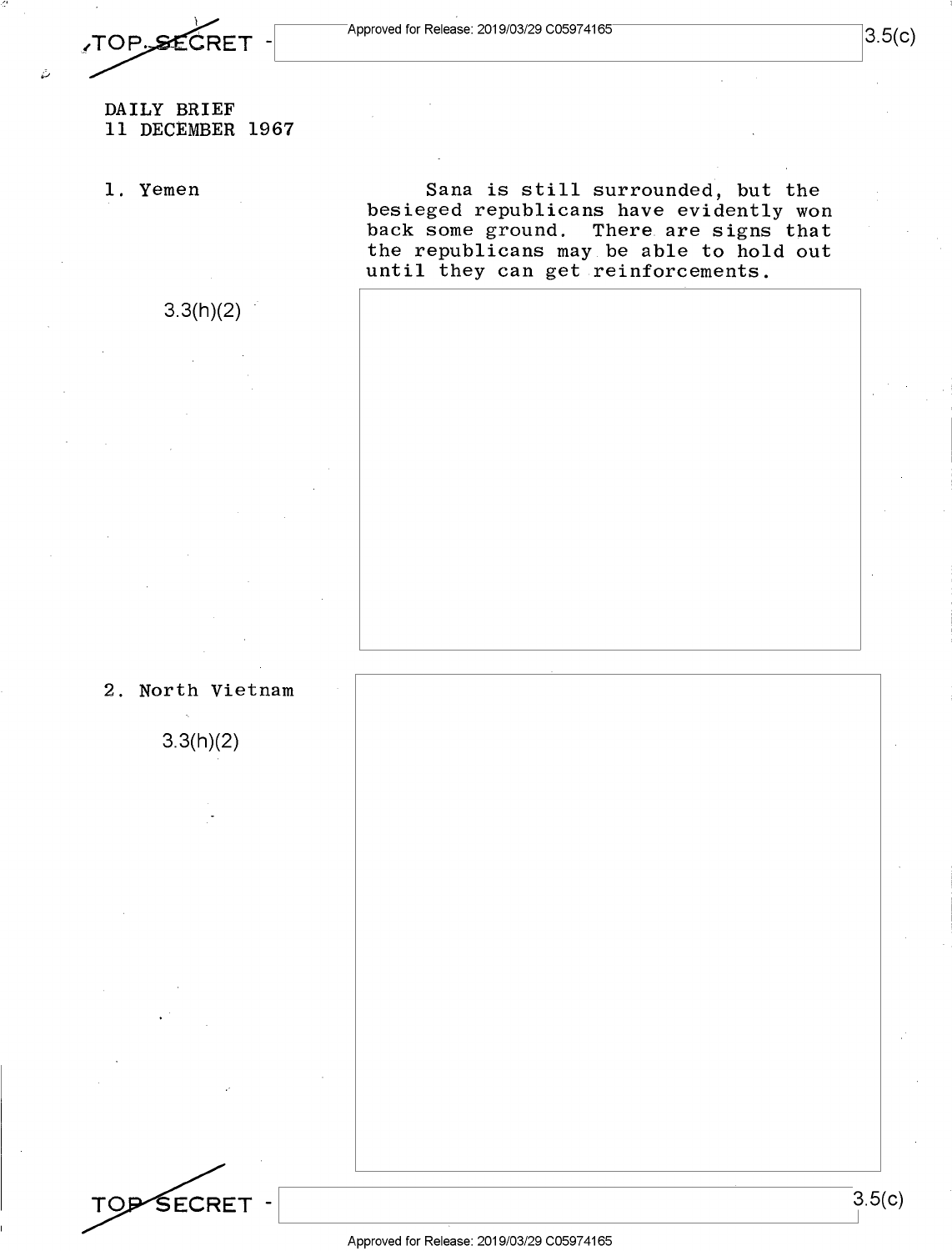TOP SECRET

DAILY BRIEF
11 DECEMBER 1967

1. Yemen

Sana is still surrounded, but the besieged republicans have evidently won back some ground. There are signs that the republicans may be able to hold out until they can get reinforcements.

3.3(h)(2)

2. North Vietnam

3.3(h)(2)

TOP SECRET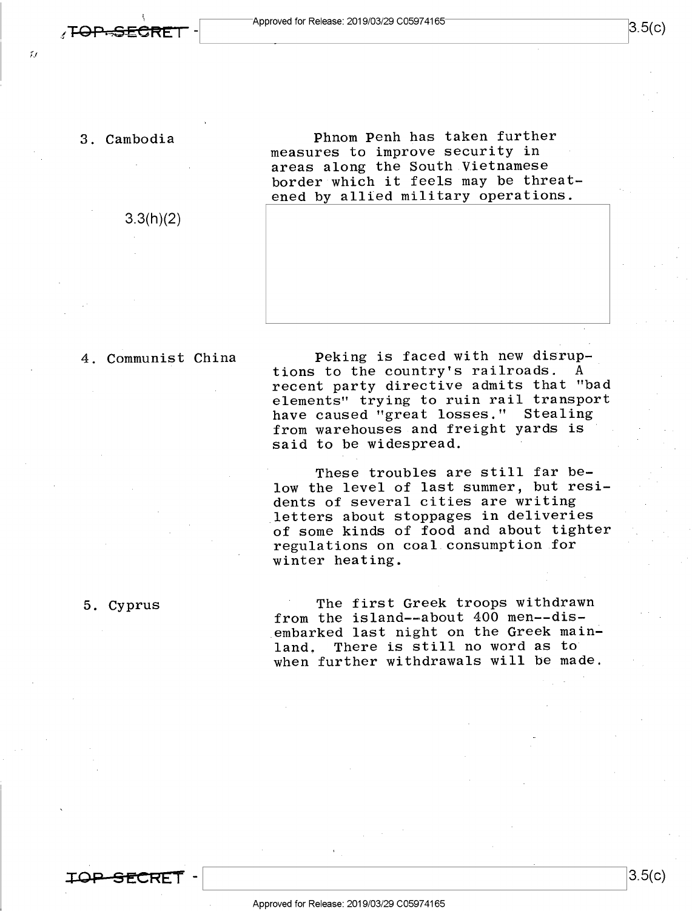3. Cambodia

Phnom Penh has taken further measures to improve security in areas along the South Vietnamese border which it feels may be threatened by allied military operations.

3.3(h)(2)

4. Communist China

Peking is faced with new disruptions to the country's railroads. A recent party directive admits that "bad elements" trying to ruin rail transport have caused "great losses." Stealing from warehouses and freight yards is said to be widespread.

These troubles are still far below the level of last summer, but residents of several cities are writing letters about stoppages in deliveries of some kinds of food and about tighter regulations on coal consumption for winter heating.

5. Cyprus

The first Greek troops withdrawn from the island--about 400 men--disembarked last night on the Greek mainland. There is still no word as to when further withdrawals will be made.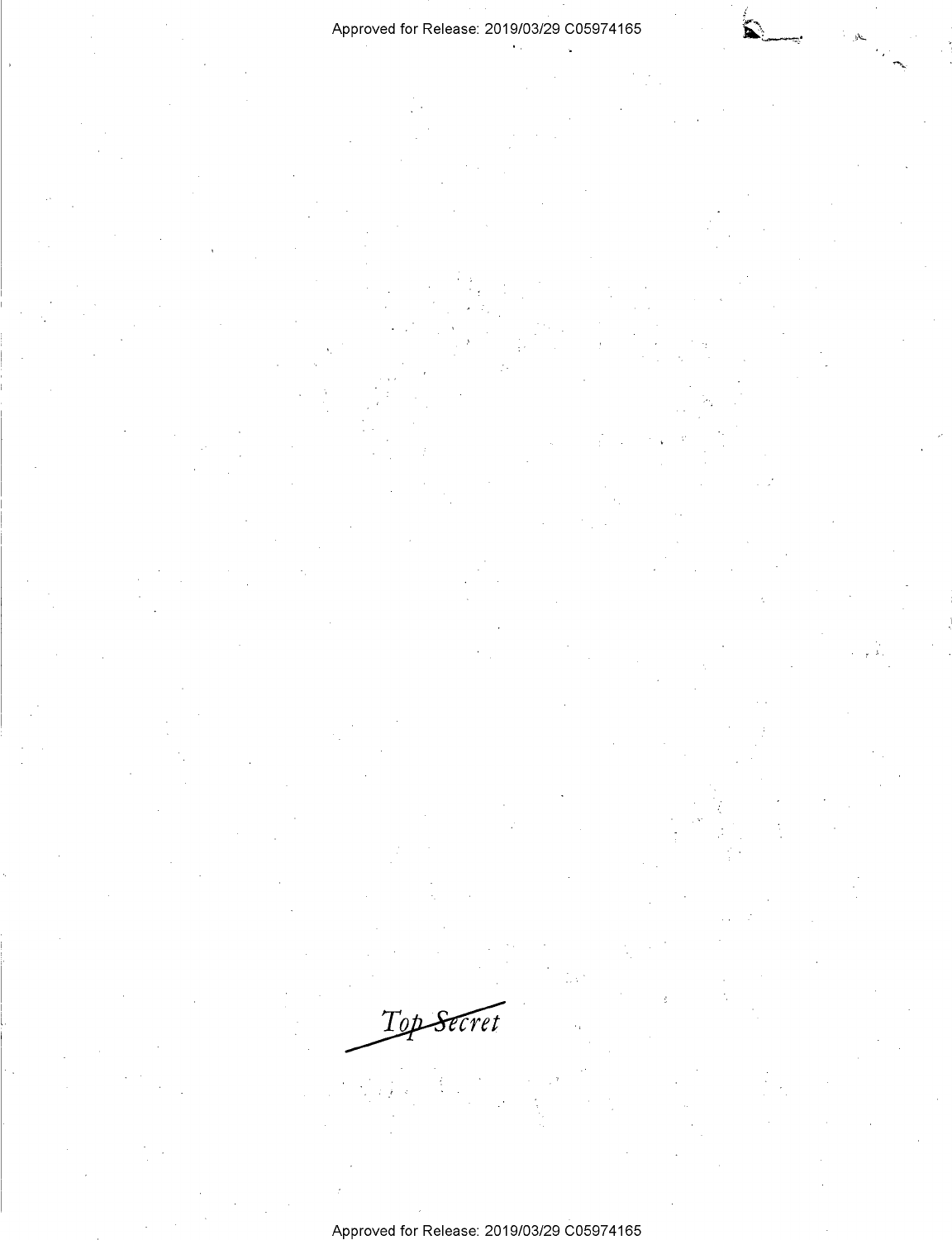~~Top Secret~~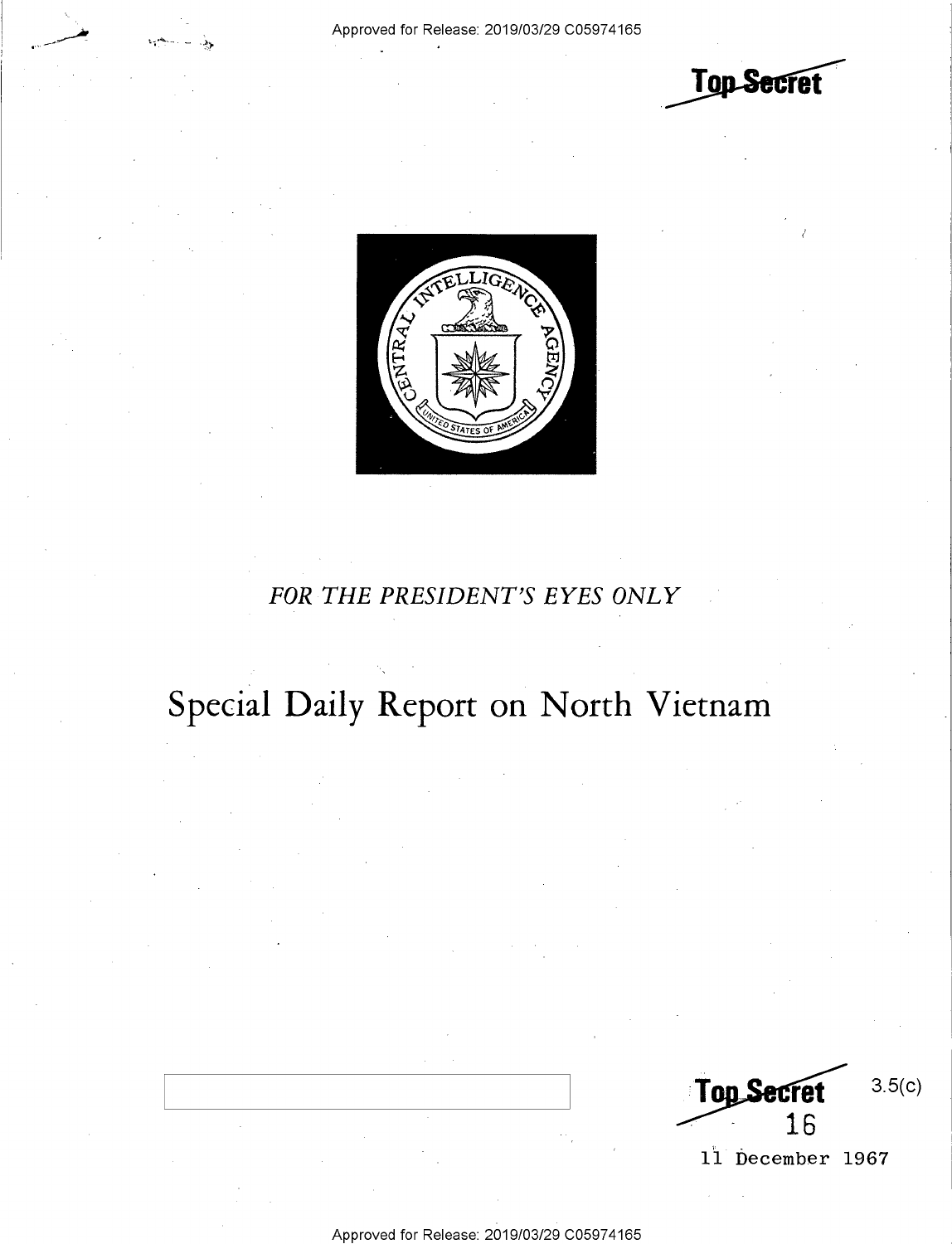Top Secret

FOR THE PRESIDENT'S EYES ONLY

# Special Daily Report on North Vietnam

Top Secret 3.5(c)

16

11 December 1967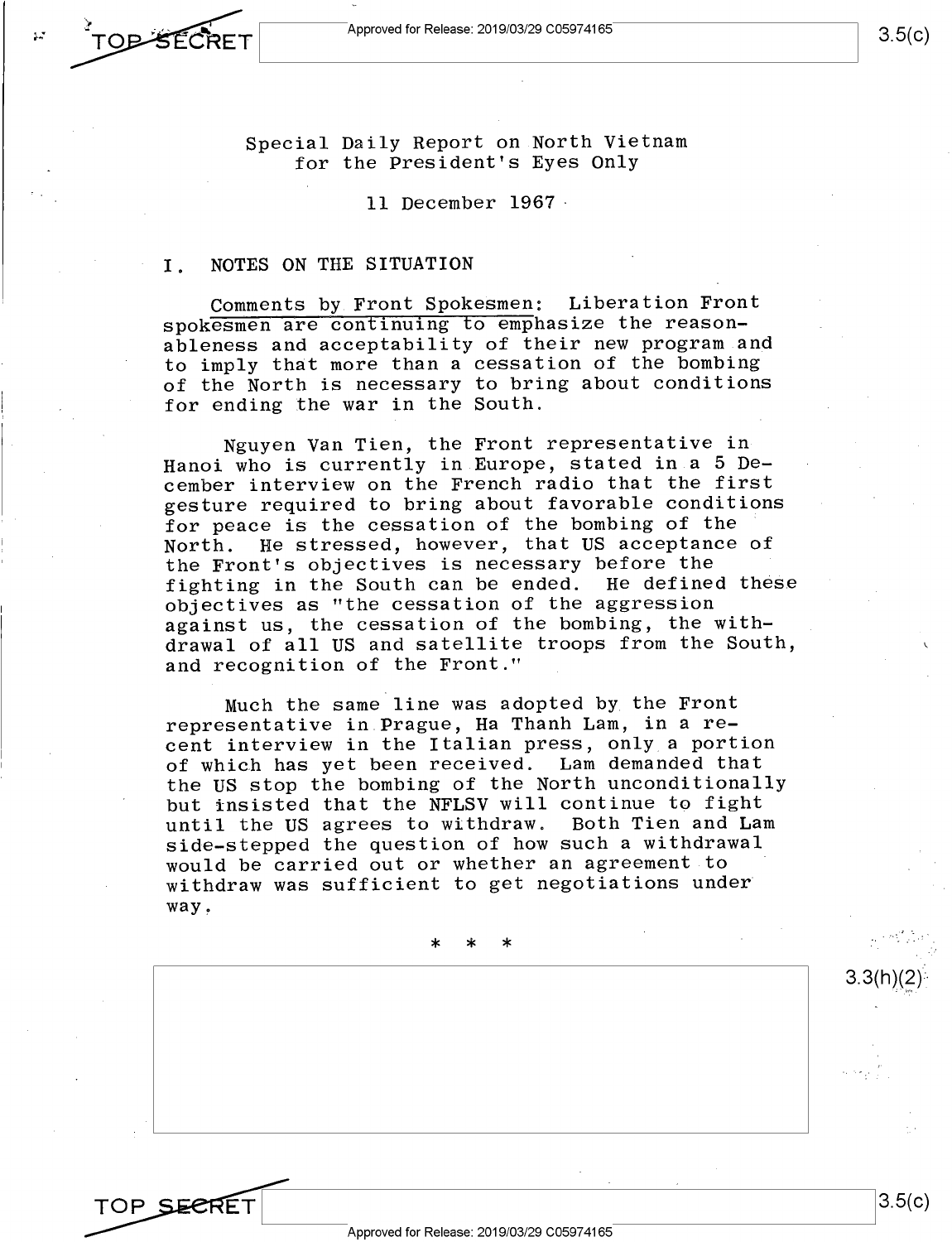Special Daily Report on North Vietnam
for the President's Eyes Only

11 December 1967

## I. NOTES ON THE SITUATION

Comments by Front Spokesmen: Liberation Front spokesmen are continuing to emphasize the reasonableness and acceptability of their new program and to imply that more than a cessation of the bombing of the North is necessary to bring about conditions for ending the war in the South.

Nguyen Van Tien, the Front representative in Hanoi who is currently in Europe, stated in a 5 December interview on the French radio that the first gesture required to bring about favorable conditions for peace is the cessation of the bombing of the North. He stressed, however, that US acceptance of the Front's objectives is necessary before the fighting in the South can be ended. He defined these objectives as "the cessation of the aggression against us, the cessation of the bombing, the withdrawal of all US and satellite troops from the South, and recognition of the Front."

Much the same line was adopted by the Front representative in Prague, Ha Thanh Lam, in a recent interview in the Italian press, only a portion of which has yet been received. Lam demanded that the US stop the bombing of the North unconditionally but insisted that the NFLSV will continue to fight until the US agrees to withdraw. Both Tien and Lam side-stepped the question of how such a withdrawal would be carried out or whether an agreement to withdraw was sufficient to get negotiations under way.

\* \* \*

3.3(h)(2)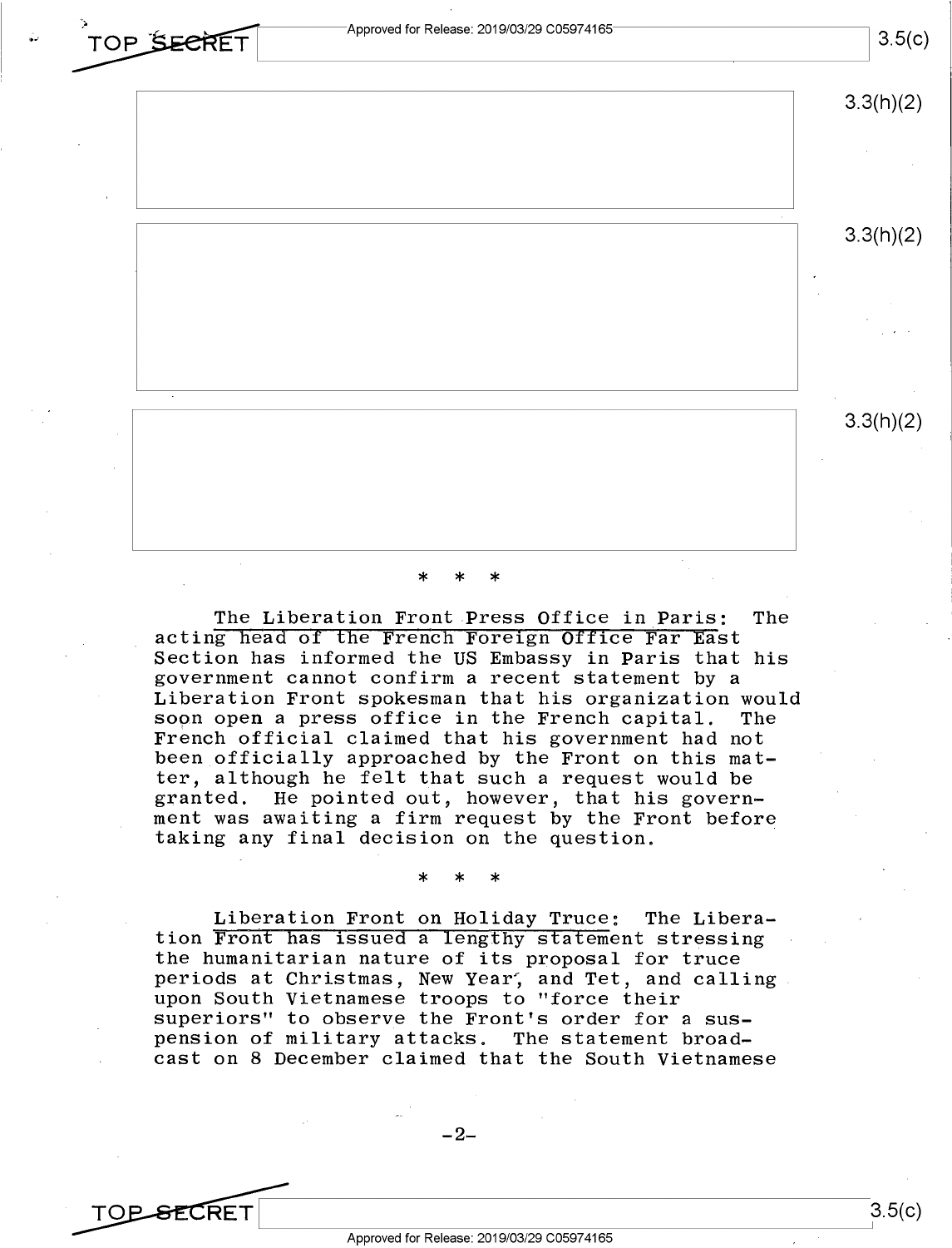* * *

The Liberation Front Press Office in Paris: The acting head of the French Foreign Office Far East Section has informed the US Embassy in Paris that his government cannot confirm a recent statement by a Liberation Front spokesman that his organization would soon open a press office in the French capital. The French official claimed that his government had not been officially approached by the Front on this matter, although he felt that such a request would be granted. He pointed out, however, that his government was awaiting a firm request by the Front before taking any final decision on the question.

* * *

Liberation Front on Holiday Truce: The Liberation Front has issued a lengthy statement stressing the humanitarian nature of its proposal for truce periods at Christmas, New Year, and Tet, and calling upon South Vietnamese troops to "force their superiors" to observe the Front's order for a suspension of military attacks. The statement broadcast on 8 December claimed that the South Vietnamese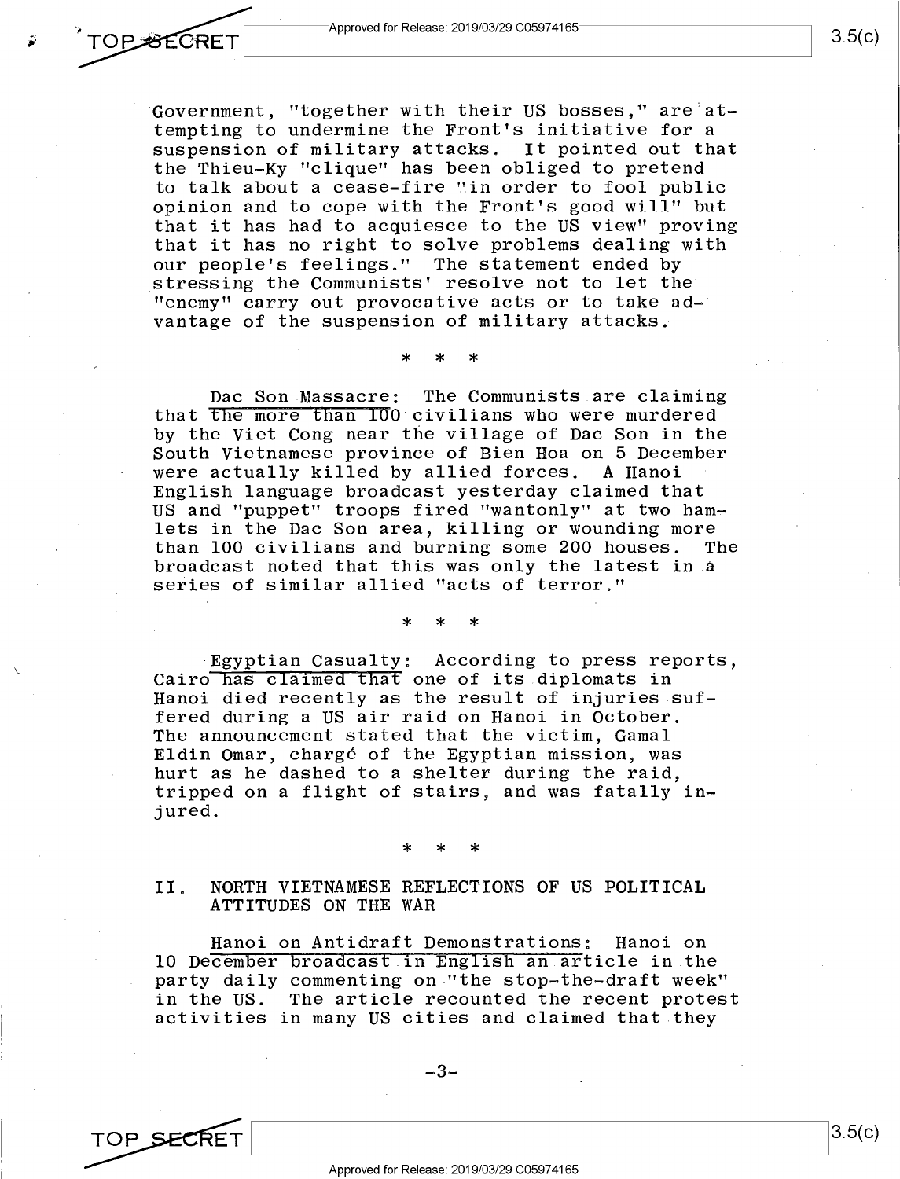Government, "together with their US bosses," are attempting to undermine the Front's initiative for a suspension of military attacks. It pointed out that the Thieu-Ky "clique" has been obliged to pretend to talk about a cease-fire "in order to fool public opinion and to cope with the Front's good will" but that it has had to acquiesce to the US view" proving that it has no right to solve problems dealing with our people's feelings." The statement ended by stressing the Communists' resolve not to let the "enemy" carry out provocative acts or to take advantage of the suspension of military attacks.

\* \* \*

Dac Son Massacre: The Communists are claiming that the more than 100 civilians who were murdered by the Viet Cong near the village of Dac Son in the South Vietnamese province of Bien Hoa on 5 December were actually killed by allied forces. A Hanoi English language broadcast yesterday claimed that US and "puppet" troops fired "wantonly" at two hamlets in the Dac Son area, killing or wounding more than 100 civilians and burning some 200 houses. The broadcast noted that this was only the latest in a series of similar allied "acts of terror."

\* \* \*

Egyptian Casualty: According to press reports, Cairo has claimed that one of its diplomats in Hanoi died recently as the result of injuries suffered during a US air raid on Hanoi in October. The announcement stated that the victim, Gamal Eldin Omar, chargé of the Egyptian mission, was hurt as he dashed to a shelter during the raid, tripped on a flight of stairs, and was fatally injured.

\* \* \*

## II. NORTH VIETNAMESE REFLECTIONS OF US POLITICAL ATTITUDES ON THE WAR

Hanoi on Antidraft Demonstrations: Hanoi on 10 December broadcast in English an article in the party daily commenting on "the stop-the-draft week" in the US. The article recounted the recent protest activities in many US cities and claimed that they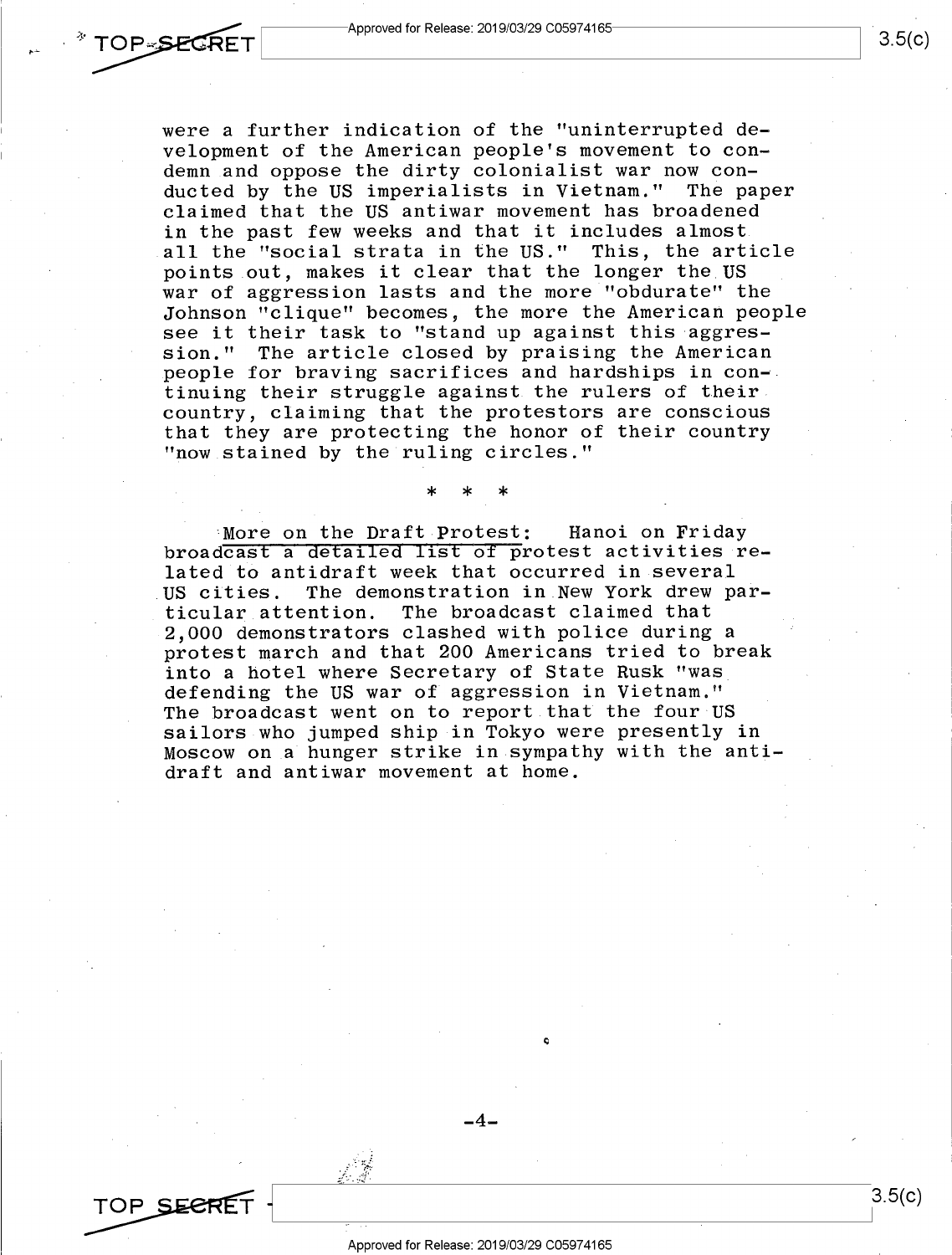were a further indication of the "uninterrupted development of the American people's movement to condemn and oppose the dirty colonialist war now conducted by the US imperialists in Vietnam." The paper claimed that the US antiwar movement has broadened in the past few weeks and that it includes almost all the "social strata in the US." This, the article points out, makes it clear that the longer the US war of aggression lasts and the more "obdurate" the Johnson "clique" becomes, the more the American people see it their task to "stand up against this aggression." The article closed by praising the American people for braving sacrifices and hardships in continuing their struggle against the rulers of their country, claiming that the protestors are conscious that they are protecting the honor of their country "now stained by the ruling circles."

\* \* \*

More on the Draft Protest: Hanoi on Friday broadcast a detailed list of protest activities related to antidraft week that occurred in several US cities. The demonstration in New York drew particular attention. The broadcast claimed that 2,000 demonstrators clashed with police during a protest march and that 200 Americans tried to break into a hotel where Secretary of State Rusk "was defending the US war of aggression in Vietnam." The broadcast went on to report that the four US sailors who jumped ship in Tokyo were presently in Moscow on a hunger strike in sympathy with the antidraft and antiwar movement at home.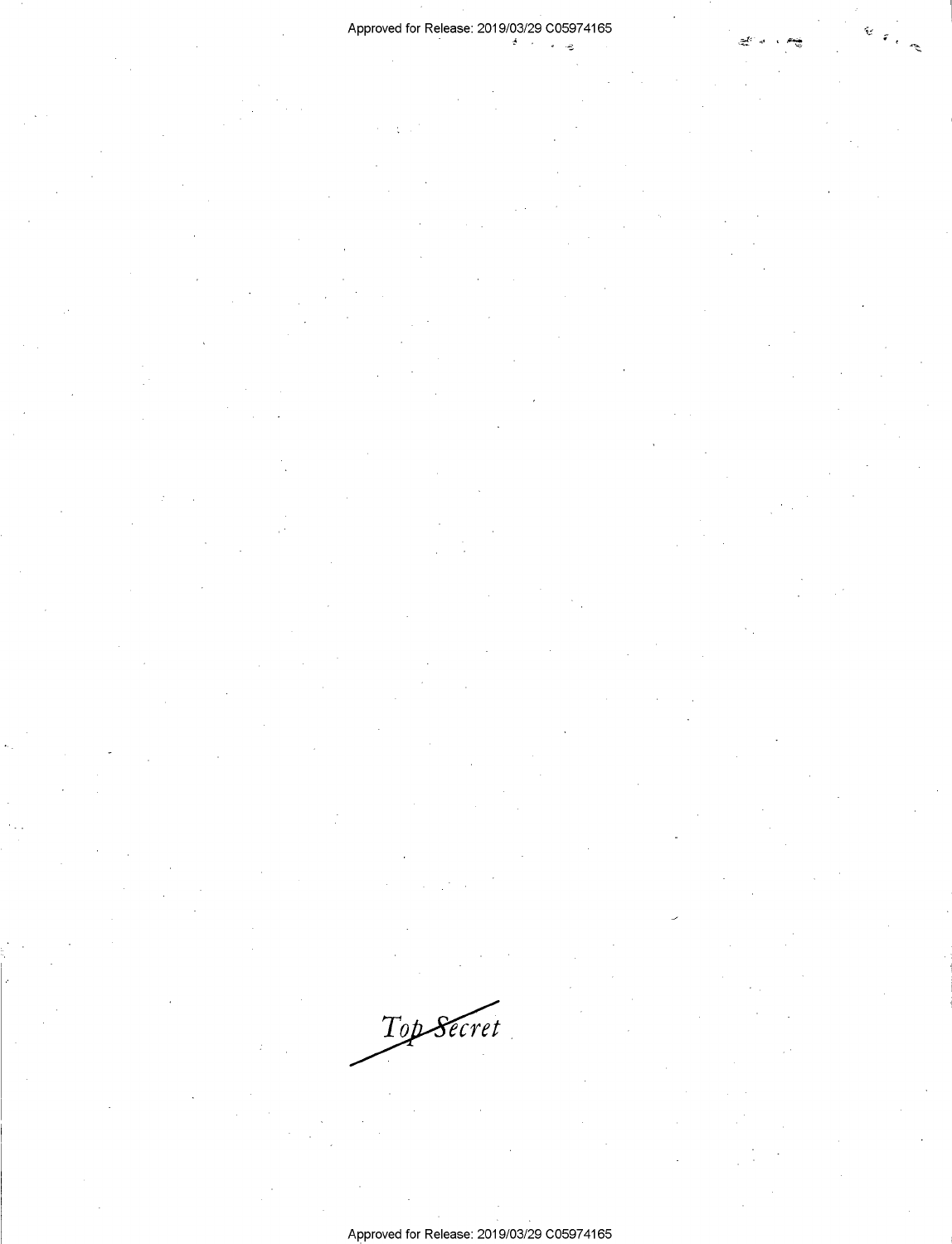Top Secret